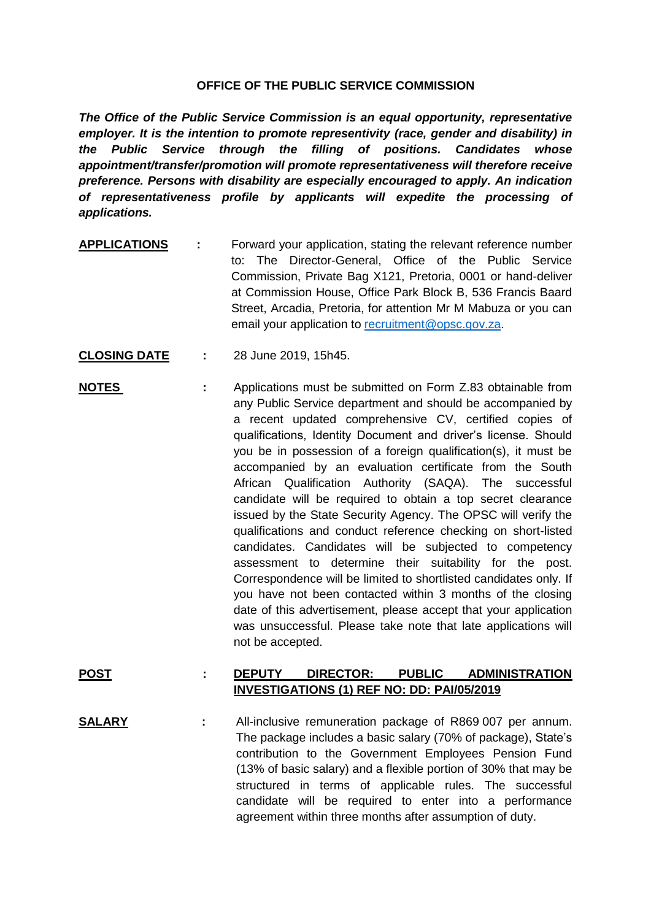# OFFICE OF THE PUBLIC SERVICE COMMISSION

***The Office of the Public Service Commission is an equal opportunity, representative employer. It is the intention to promote representivity (race, gender and disability) in the Public Service through the filling of positions. Candidates whose appointment/transfer/promotion will promote representativeness will therefore receive preference. Persons with disability are especially encouraged to apply. An indication of representativeness profile by applicants will expedite the processing of applications.***

**APPLICATIONS** : Forward your application, stating the relevant reference number to: The Director-General, Office of the Public Service Commission, Private Bag X121, Pretoria, 0001 or hand-deliver at Commission House, Office Park Block B, 536 Francis Baard Street, Arcadia, Pretoria, for attention Mr M Mabuza or you can email your application to recruitment@opsc.gov.za.

**CLOSING DATE** : 28 June 2019, 15h45.

**NOTES** : Applications must be submitted on Form Z.83 obtainable from any Public Service department and should be accompanied by a recent updated comprehensive CV, certified copies of qualifications, Identity Document and driver's license. Should you be in possession of a foreign qualification(s), it must be accompanied by an evaluation certificate from the South African Qualification Authority (SAQA). The successful candidate will be required to obtain a top secret clearance issued by the State Security Agency. The OPSC will verify the qualifications and conduct reference checking on short-listed candidates. Candidates will be subjected to competency assessment to determine their suitability for the post. Correspondence will be limited to shortlisted candidates only. If you have not been contacted within 3 months of the closing date of this advertisement, please accept that your application was unsuccessful. Please take note that late applications will not be accepted.

**POST** : **DEPUTY DIRECTOR: PUBLIC ADMINISTRATION INVESTIGATIONS (1) REF NO: DD: PAI/05/2019**

**SALARY** : All-inclusive remuneration package of R869 007 per annum. The package includes a basic salary (70% of package), State's contribution to the Government Employees Pension Fund (13% of basic salary) and a flexible portion of 30% that may be structured in terms of applicable rules. The successful candidate will be required to enter into a performance agreement within three months after assumption of duty.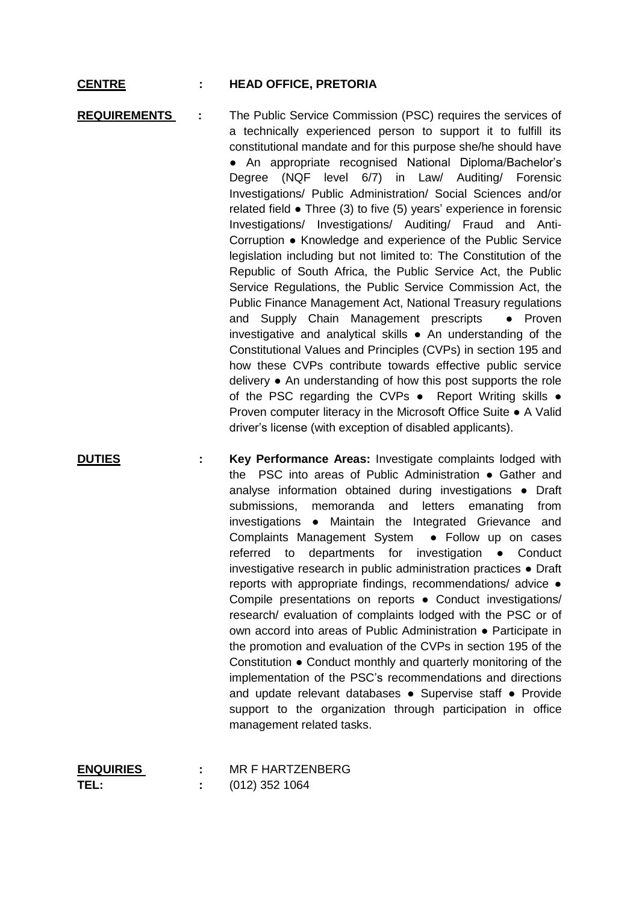**CENTRE** : **HEAD OFFICE, PRETORIA**

**REQUIREMENTS** : The Public Service Commission (PSC) requires the services of a technically experienced person to support it to fulfill its constitutional mandate and for this purpose she/he should have ● An appropriate recognised National Diploma/Bachelor's Degree (NQF level 6/7) in Law/ Auditing/ Forensic Investigations/ Public Administration/ Social Sciences and/or related field ● Three (3) to five (5) years' experience in forensic Investigations/ Investigations/ Auditing/ Fraud and Anti-Corruption ● Knowledge and experience of the Public Service legislation including but not limited to: The Constitution of the Republic of South Africa, the Public Service Act, the Public Service Regulations, the Public Service Commission Act, the Public Finance Management Act, National Treasury regulations and Supply Chain Management prescripts ● Proven investigative and analytical skills ● An understanding of the Constitutional Values and Principles (CVPs) in section 195 and how these CVPs contribute towards effective public service delivery ● An understanding of how this post supports the role of the PSC regarding the CVPs ● Report Writing skills ● Proven computer literacy in the Microsoft Office Suite ● A Valid driver's license (with exception of disabled applicants).

**DUTIES** : **Key Performance Areas:** Investigate complaints lodged with the PSC into areas of Public Administration ● Gather and analyse information obtained during investigations ● Draft submissions, memoranda and letters emanating from investigations ● Maintain the Integrated Grievance and Complaints Management System ● Follow up on cases referred to departments for investigation ● Conduct investigative research in public administration practices ● Draft reports with appropriate findings, recommendations/ advice ● Compile presentations on reports ● Conduct investigations/ research/ evaluation of complaints lodged with the PSC or of own accord into areas of Public Administration ● Participate in the promotion and evaluation of the CVPs in section 195 of the Constitution ● Conduct monthly and quarterly monitoring of the implementation of the PSC's recommendations and directions and update relevant databases ● Supervise staff ● Provide support to the organization through participation in office management related tasks.

**ENQUIRIES** : MR F HARTZENBERG
**TEL:** : (012) 352 1064